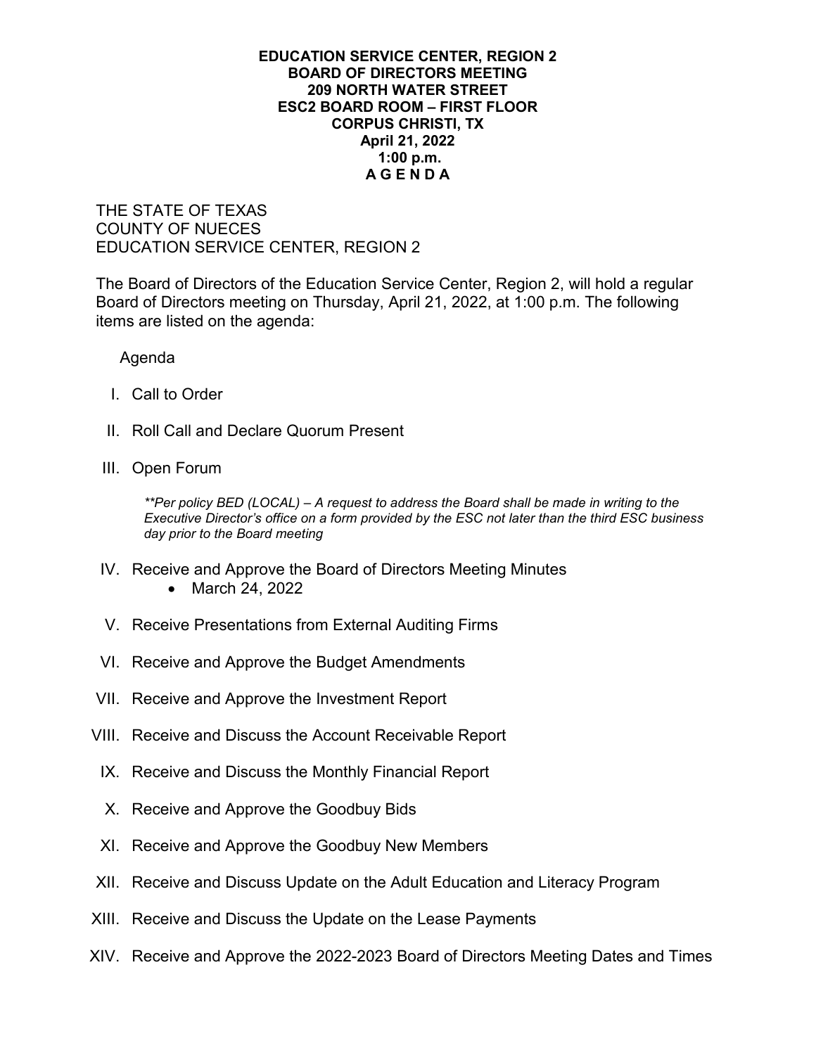**EDUCATION SERVICE CENTER, REGION 2**
**BOARD OF DIRECTORS MEETING**
**209 NORTH WATER STREET**
**ESC2 BOARD ROOM – FIRST FLOOR**
**CORPUS CHRISTI, TX**
**April 21, 2022**
**1:00 p.m.**
**A G E N D A**

THE STATE OF TEXAS
COUNTY OF NUECES
EDUCATION SERVICE CENTER, REGION 2

The Board of Directors of the Education Service Center, Region 2, will hold a regular Board of Directors meeting on Thursday, April 21, 2022, at 1:00 p.m. The following items are listed on the agenda:

Agenda

I. Call to Order

II. Roll Call and Declare Quorum Present

III. Open Forum

*\*\*Per policy BED (LOCAL) – A request to address the Board shall be made in writing to the Executive Director's office on a form provided by the ESC not later than the third ESC business day prior to the Board meeting*

IV. Receive and Approve the Board of Directors Meeting Minutes
   - March 24, 2022

V. Receive Presentations from External Auditing Firms

VI. Receive and Approve the Budget Amendments

VII. Receive and Approve the Investment Report

VIII. Receive and Discuss the Account Receivable Report

IX. Receive and Discuss the Monthly Financial Report

X. Receive and Approve the Goodbuy Bids

XI. Receive and Approve the Goodbuy New Members

XII. Receive and Discuss Update on the Adult Education and Literacy Program

XIII. Receive and Discuss the Update on the Lease Payments

XIV. Receive and Approve the 2022-2023 Board of Directors Meeting Dates and Times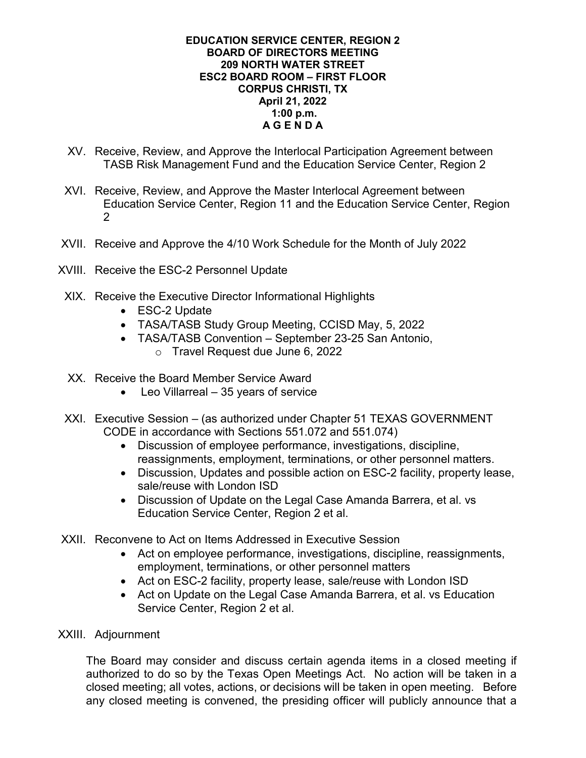**EDUCATION SERVICE CENTER, REGION 2**
**BOARD OF DIRECTORS MEETING**
**209 NORTH WATER STREET**
**ESC2 BOARD ROOM – FIRST FLOOR**
**CORPUS CHRISTI, TX**
**April 21, 2022**
**1:00 p.m.**
**A G E N D A**

XV. Receive, Review, and Approve the Interlocal Participation Agreement between TASB Risk Management Fund and the Education Service Center, Region 2

XVI. Receive, Review, and Approve the Master Interlocal Agreement between Education Service Center, Region 11 and the Education Service Center, Region 2

XVII. Receive and Approve the 4/10 Work Schedule for the Month of July 2022

XVIII. Receive the ESC-2 Personnel Update

XIX. Receive the Executive Director Informational Highlights
- ESC-2 Update
- TASA/TASB Study Group Meeting, CCISD May, 5, 2022
- TASA/TASB Convention – September 23-25 San Antonio,
  - Travel Request due June 6, 2022

XX. Receive the Board Member Service Award
- Leo Villarreal – 35 years of service

XXI. Executive Session – (as authorized under Chapter 51 TEXAS GOVERNMENT CODE in accordance with Sections 551.072 and 551.074)
- Discussion of employee performance, investigations, discipline, reassignments, employment, terminations, or other personnel matters.
- Discussion, Updates and possible action on ESC-2 facility, property lease, sale/reuse with London ISD
- Discussion of Update on the Legal Case Amanda Barrera, et al. vs Education Service Center, Region 2 et al.

XXII. Reconvene to Act on Items Addressed in Executive Session
- Act on employee performance, investigations, discipline, reassignments, employment, terminations, or other personnel matters
- Act on ESC-2 facility, property lease, sale/reuse with London ISD
- Act on Update on the Legal Case Amanda Barrera, et al. vs Education Service Center, Region 2 et al.

XXIII. Adjournment

The Board may consider and discuss certain agenda items in a closed meeting if authorized to do so by the Texas Open Meetings Act. No action will be taken in a closed meeting; all votes, actions, or decisions will be taken in open meeting. Before any closed meeting is convened, the presiding officer will publicly announce that a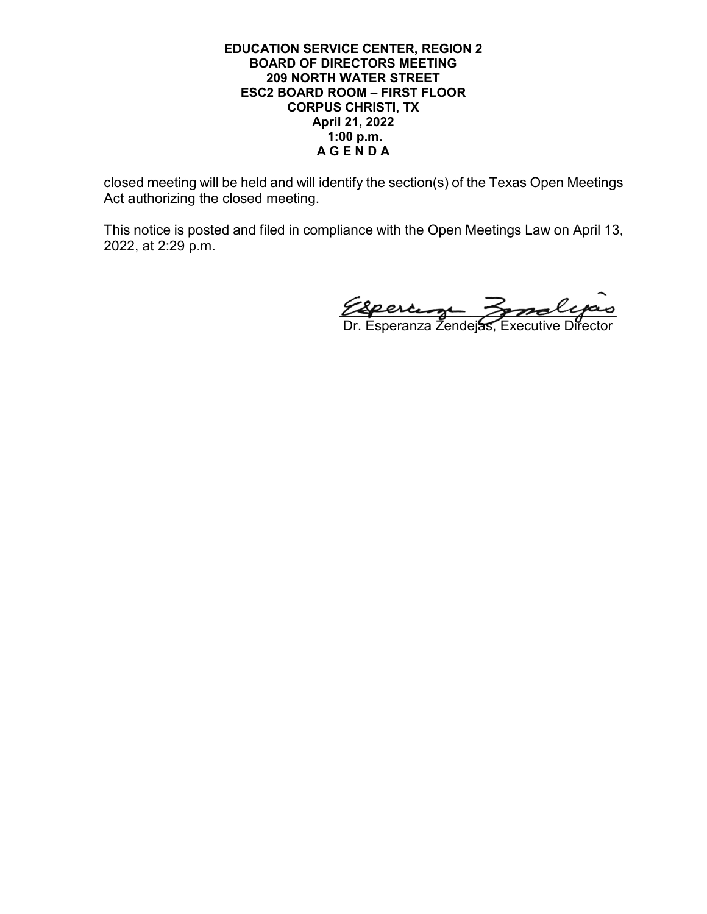closed meeting will be held and will identify the section(s) of the Texas Open Meetings Act authorizing the closed meeting.

This notice is posted and filed in compliance with the Open Meetings Law on April 13, 2022, at 2:29 p.m.

Dr. Esperanza Zendejas, Executive Director